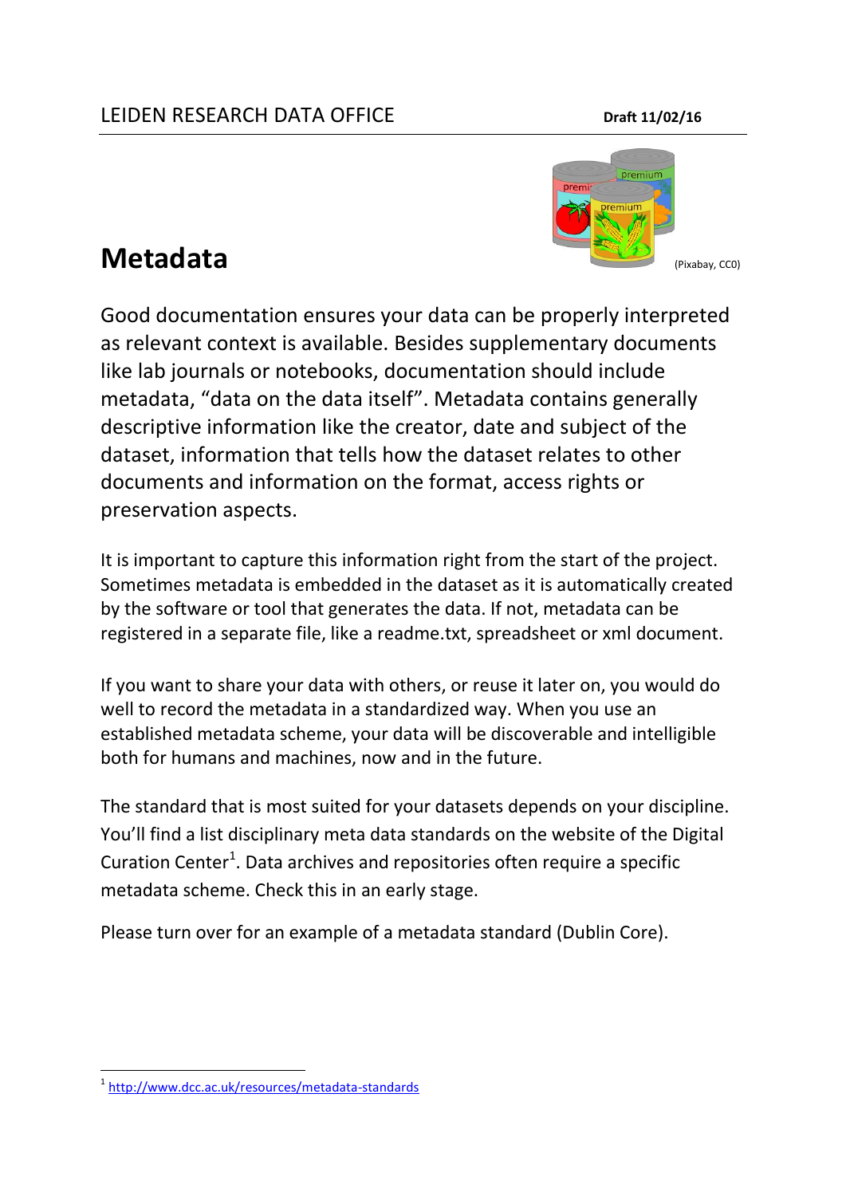# Metadata

(Pixabay, CC0)

Good documentation ensures your data can be properly interpreted as relevant context is available. Besides supplementary documents like lab journals or notebooks, documentation should include metadata, "data on the data itself". Metadata contains generally descriptive information like the creator, date and subject of the dataset, information that tells how the dataset relates to other documents and information on the format, access rights or preservation aspects.

It is important to capture this information right from the start of the project. Sometimes metadata is embedded in the dataset as it is automatically created by the software or tool that generates the data. If not, metadata can be registered in a separate file, like a readme.txt, spreadsheet or xml document.

If you want to share your data with others, or reuse it later on, you would do well to record the metadata in a standardized way. When you use an established metadata scheme, your data will be discoverable and intelligible both for humans and machines, now and in the future.

The standard that is most suited for your datasets depends on your discipline. You'll find a list disciplinary meta data standards on the website of the Digital Curation Center[1]. Data archives and repositories often require a specific metadata scheme. Check this in an early stage.

Please turn over for an example of a metadata standard (Dublin Core).

[1] http://www.dcc.ac.uk/resources/metadata-standards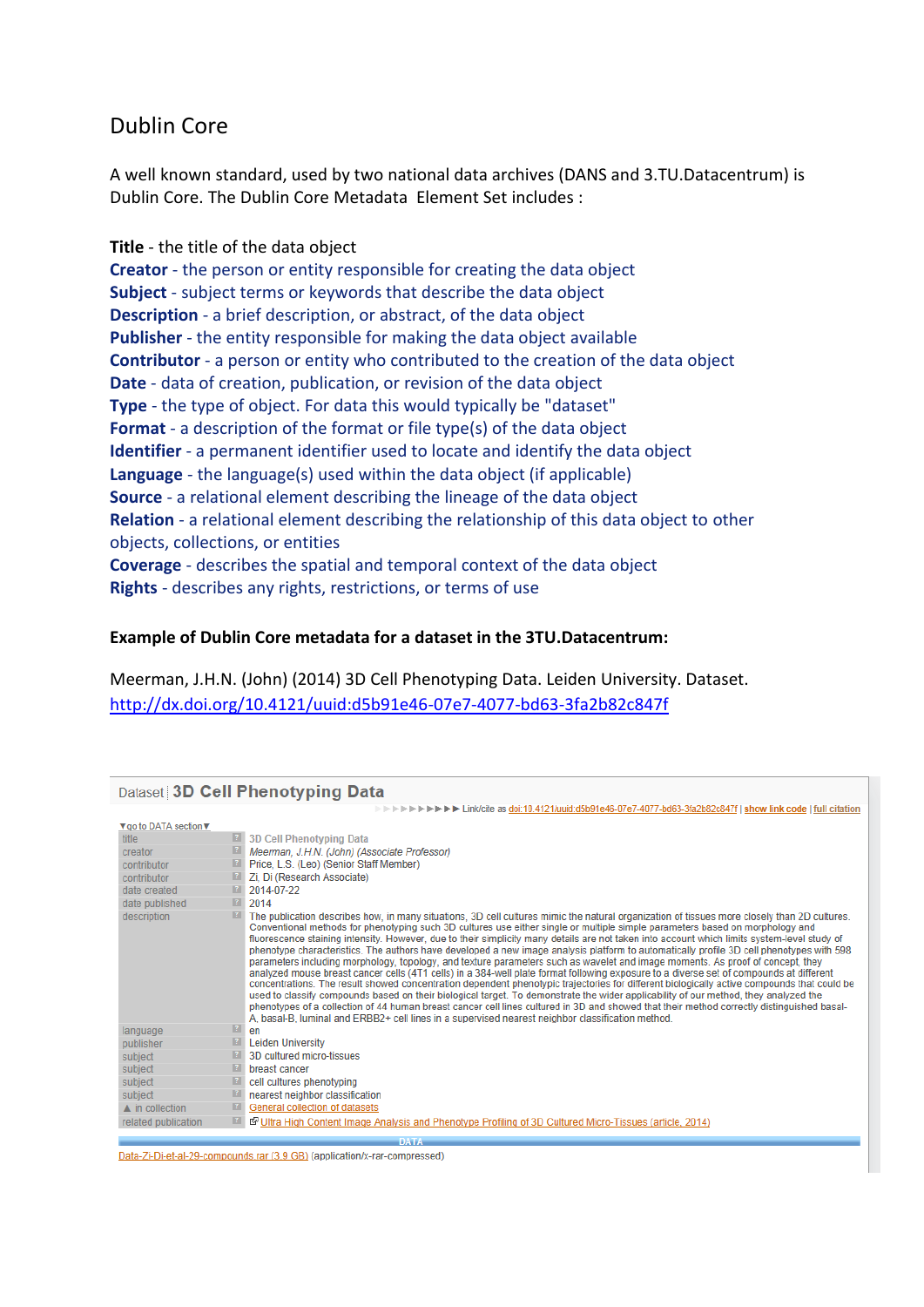# Dublin Core

A well known standard, used by two national data archives (DANS and 3.TU.Datacentrum) is Dublin Core. The Dublin Core Metadata Element Set includes :

**Title** - the title of the data object
**Creator** - the person or entity responsible for creating the data object
**Subject** - subject terms or keywords that describe the data object
**Description** - a brief description, or abstract, of the data object
**Publisher** - the entity responsible for making the data object available
**Contributor** - a person or entity who contributed to the creation of the data object
**Date** - data of creation, publication, or revision of the data object
**Type** - the type of object. For data this would typically be "dataset"
**Format** - a description of the format or file type(s) of the data object
**Identifier** - a permanent identifier used to locate and identify the data object
**Language** - the language(s) used within the data object (if applicable)
**Source** - a relational element describing the lineage of the data object
**Relation** - a relational element describing the relationship of this data object to other objects, collections, or entities
**Coverage** - describes the spatial and temporal context of the data object
**Rights** - describes any rights, restrictions, or terms of use

**Example of Dublin Core metadata for a dataset in the 3TU.Datacentrum:**

Meerman, J.H.N. (John) (2014) 3D Cell Phenotyping Data. Leiden University. Dataset.
http://dx.doi.org/10.4121/uuid:d5b91e46-07e7-4077-bd63-3fa2b82c847f

Dataset **3D Cell Phenotyping Data**

Link/cite as doi:10.4121/uuid:d5b91e46-07e7-4077-bd63-3fa2b82c847f | show link code | full citation

▼go to DATA section▼

| | |
|---|---|
| title | 3D Cell Phenotyping Data |
| creator | *Meerman, J.H.N. (John) (Associate Professor)* |
| contributor | Price, L.S. (Leo) (Senior Staff Member) |
| contributor | Zi, Di (Research Associate) |
| date created | 2014-07-22 |
| date published | 2014 |
| description | The publication describes how, in many situations, 3D cell cultures mimic the natural organization of tissues more closely than 2D cultures. Conventional methods for phenotyping such 3D cultures use either single or multiple simple parameters based on morphology and fluorescence staining intensity. However, due to their simplicity many details are not taken into account which limits system-level study of phenotype characteristics. The authors have developed a new image analysis platform to automatically profile 3D cell phenotypes with 598 parameters including morphology, topology, and texture parameters such as wavelet and image moments. As proof of concept, they analyzed mouse breast cancer cells (4T1 cells) in a 384-well plate format following exposure to a diverse set of compounds at different concentrations. The result showed concentration dependent phenotypic trajectories for different biologically active compounds that could be used to classify compounds based on their biological target. To demonstrate the wider applicability of our method, they analyzed the phenotypes of a collection of 44 human breast cancer cell lines cultured in 3D and showed that their method correctly distinguished basal-A, basal-B, luminal and ERBB2+ cell lines in a supervised nearest neighbor classification method. |
| language | en |
| publisher | Leiden University |
| subject | 3D cultured micro-tissues |
| subject | breast cancer |
| subject | cell cultures phenotyping |
| subject | nearest neighbor classification |
| ▲ in collection | General collection of datasets |
| related publication | Ultra High Content Image Analysis and Phenotype Profiling of 3D Cultured Micro-Tissues (article, 2014) |

DATA

Data-Zi-Di-et-al-29-compounds.rar (3.9 GB) (application/x-rar-compressed)